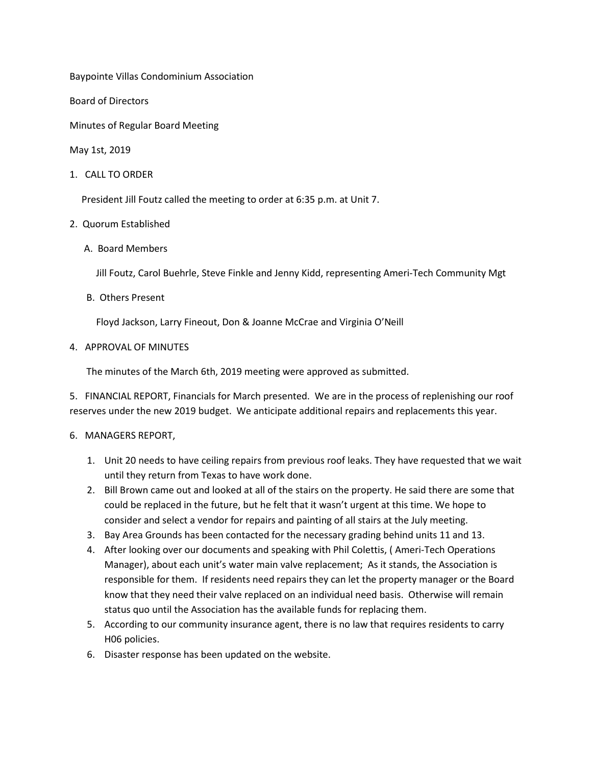Baypointe Villas Condominium Association

Board of Directors

Minutes of Regular Board Meeting

May 1st, 2019

1. CALL TO ORDER

   President Jill Foutz called the meeting to order at 6:35 p.m. at Unit 7.

2. Quorum Established

   A. Board Members

      Jill Foutz, Carol Buehrle, Steve Finkle and Jenny Kidd, representing Ameri-Tech Community Mgt

   B. Others Present

      Floyd Jackson, Larry Fineout, Don & Joanne McCrae and Virginia O'Neill

4. APPROVAL OF MINUTES

   The minutes of the March 6th, 2019 meeting were approved as submitted.

5. FINANCIAL REPORT, Financials for March presented. We are in the process of replenishing our roof reserves under the new 2019 budget. We anticipate additional repairs and replacements this year.

6. MANAGERS REPORT,

   1. Unit 20 needs to have ceiling repairs from previous roof leaks. They have requested that we wait until they return from Texas to have work done.
   2. Bill Brown came out and looked at all of the stairs on the property. He said there are some that could be replaced in the future, but he felt that it wasn't urgent at this time. We hope to consider and select a vendor for repairs and painting of all stairs at the July meeting.
   3. Bay Area Grounds has been contacted for the necessary grading behind units 11 and 13.
   4. After looking over our documents and speaking with Phil Colettis, ( Ameri-Tech Operations Manager), about each unit's water main valve replacement; As it stands, the Association is responsible for them. If residents need repairs they can let the property manager or the Board know that they need their valve replaced on an individual need basis. Otherwise will remain status quo until the Association has the available funds for replacing them.
   5. According to our community insurance agent, there is no law that requires residents to carry H06 policies.
   6. Disaster response has been updated on the website.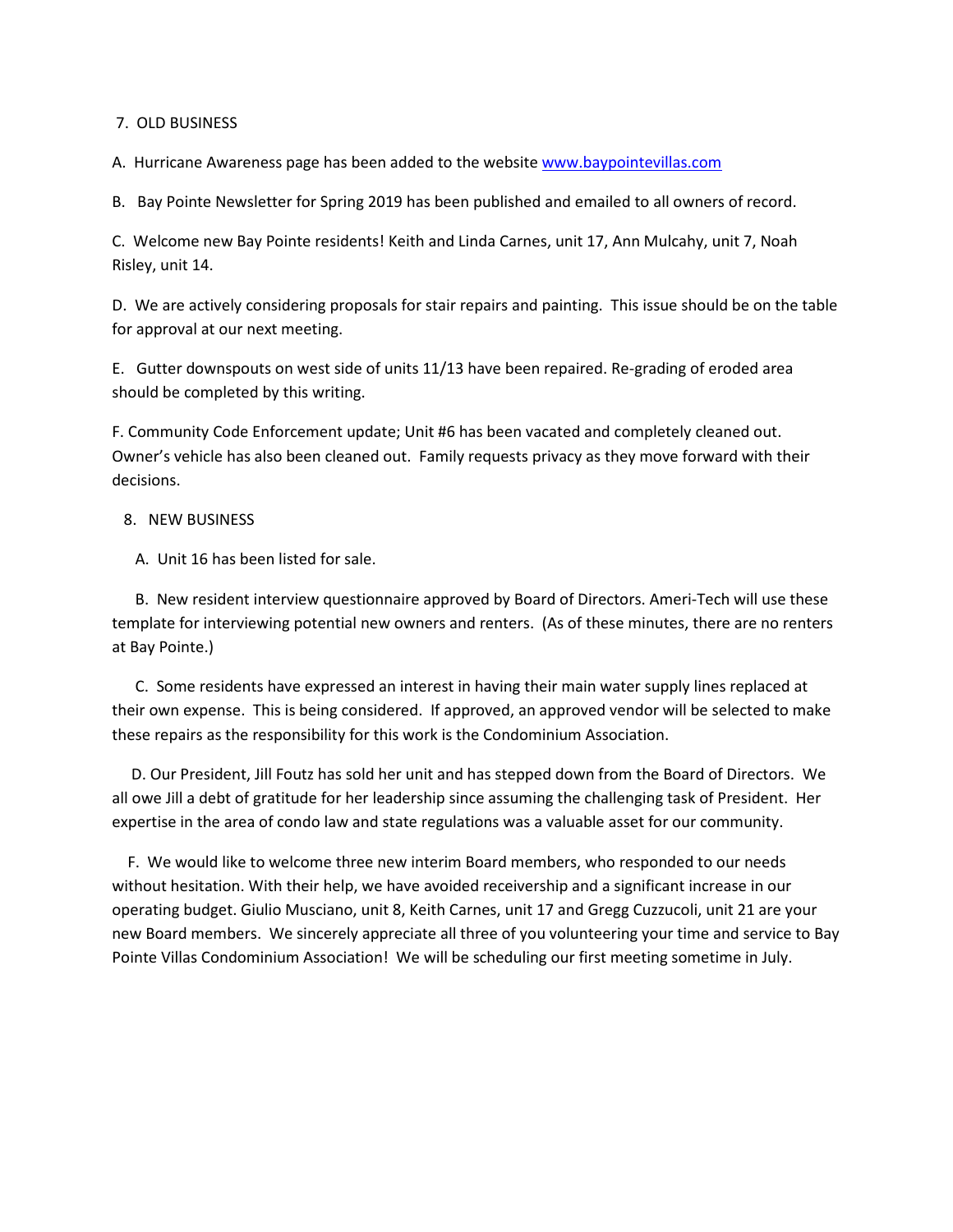7. OLD BUSINESS

A. Hurricane Awareness page has been added to the website [www.baypointevillas.com](http://www.baypointevillas.com)

B. Bay Pointe Newsletter for Spring 2019 has been published and emailed to all owners of record.

C. Welcome new Bay Pointe residents! Keith and Linda Carnes, unit 17, Ann Mulcahy, unit 7, Noah Risley, unit 14.

D. We are actively considering proposals for stair repairs and painting. This issue should be on the table for approval at our next meeting.

E. Gutter downspouts on west side of units 11/13 have been repaired. Re-grading of eroded area should be completed by this writing.

F. Community Code Enforcement update; Unit #6 has been vacated and completely cleaned out. Owner's vehicle has also been cleaned out. Family requests privacy as they move forward with their decisions.

8. NEW BUSINESS

A. Unit 16 has been listed for sale.

B. New resident interview questionnaire approved by Board of Directors. Ameri-Tech will use these template for interviewing potential new owners and renters. (As of these minutes, there are no renters at Bay Pointe.)

C. Some residents have expressed an interest in having their main water supply lines replaced at their own expense. This is being considered. If approved, an approved vendor will be selected to make these repairs as the responsibility for this work is the Condominium Association.

D. Our President, Jill Foutz has sold her unit and has stepped down from the Board of Directors. We all owe Jill a debt of gratitude for her leadership since assuming the challenging task of President. Her expertise in the area of condo law and state regulations was a valuable asset for our community.

F. We would like to welcome three new interim Board members, who responded to our needs without hesitation. With their help, we have avoided receivership and a significant increase in our operating budget. Giulio Musciano, unit 8, Keith Carnes, unit 17 and Gregg Cuzzucoli, unit 21 are your new Board members. We sincerely appreciate all three of you volunteering your time and service to Bay Pointe Villas Condominium Association! We will be scheduling our first meeting sometime in July.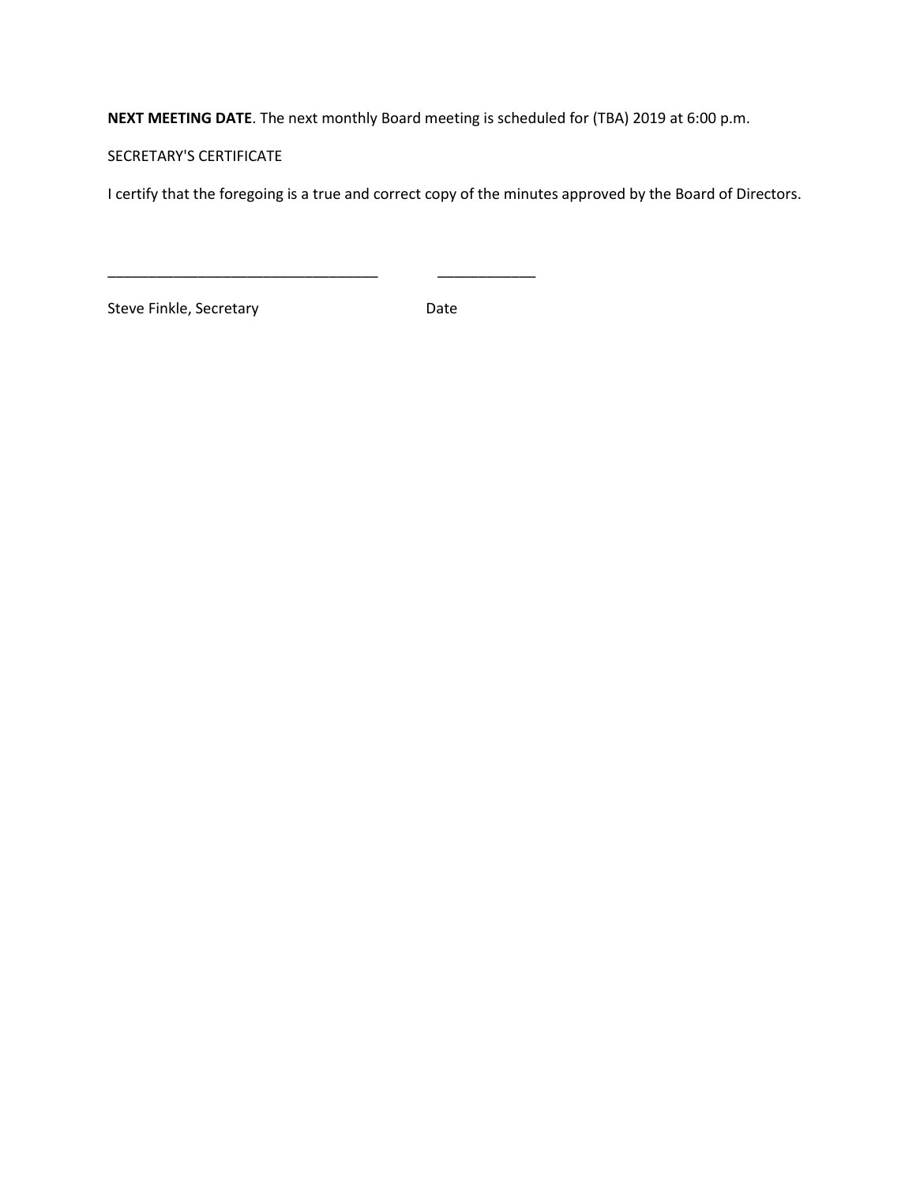**NEXT MEETING DATE**. The next monthly Board meeting is scheduled for (TBA) 2019 at 6:00 p.m.

SECRETARY'S CERTIFICATE

I certify that the foregoing is a true and correct copy of the minutes approved by the Board of Directors.

_________________________________ ____________

Steve Finkle, Secretary Date